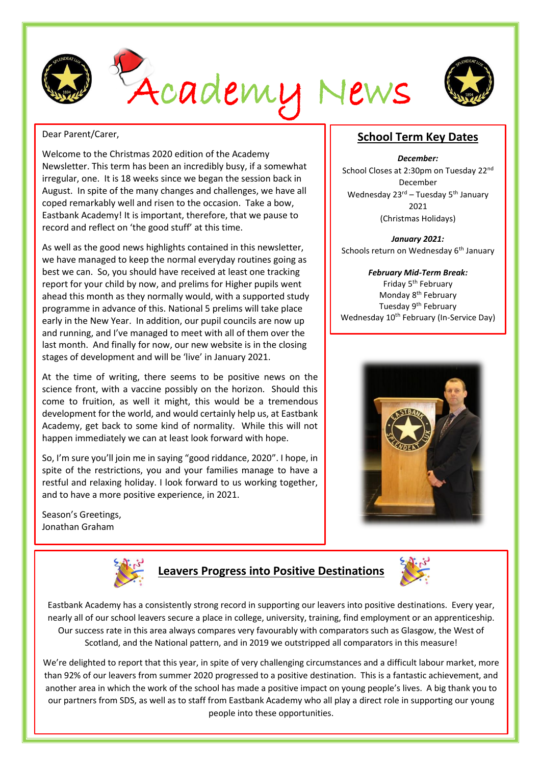# Academy News

Dear Parent/Carer,

Welcome to the Christmas 2020 edition of the Academy Newsletter. This term has been an incredibly busy, if a somewhat irregular, one. It is 18 weeks since we began the session back in August. In spite of the many changes and challenges, we have all coped remarkably well and risen to the occasion. Take a bow, Eastbank Academy! It is important, therefore, that we pause to record and reflect on 'the good stuff' at this time.

As well as the good news highlights contained in this newsletter, we have managed to keep the normal everyday routines going as best we can. So, you should have received at least one tracking report for your child by now, and prelims for Higher pupils went ahead this month as they normally would, with a supported study programme in advance of this. National 5 prelims will take place early in the New Year. In addition, our pupil councils are now up and running, and I've managed to meet with all of them over the last month. And finally for now, our new website is in the closing stages of development and will be 'live' in January 2021.

At the time of writing, there seems to be positive news on the science front, with a vaccine possibly on the horizon. Should this come to fruition, as well it might, this would be a tremendous development for the world, and would certainly help us, at Eastbank Academy, get back to some kind of normality. While this will not happen immediately we can at least look forward with hope.

So, I'm sure you'll join me in saying "good riddance, 2020". I hope, in spite of the restrictions, you and your families manage to have a restful and relaxing holiday. I look forward to us working together, and to have a more positive experience, in 2021.

Season's Greetings,
Jonathan Graham

## School Term Key Dates

***December:***
School Closes at 2:30pm on Tuesday 22nd December
Wednesday 23rd – Tuesday 5th January 2021
(Christmas Holidays)

***January 2021:***
Schools return on Wednesday 6th January

***February Mid-Term Break:***
Friday 5th February
Monday 8th February
Tuesday 9th February
Wednesday 10th February (In-Service Day)

## Leavers Progress into Positive Destinations

Eastbank Academy has a consistently strong record in supporting our leavers into positive destinations. Every year, nearly all of our school leavers secure a place in college, university, training, find employment or an apprenticeship. Our success rate in this area always compares very favourably with comparators such as Glasgow, the West of Scotland, and the National pattern, and in 2019 we outstripped all comparators in this measure!

We're delighted to report that this year, in spite of very challenging circumstances and a difficult labour market, more than 92% of our leavers from summer 2020 progressed to a positive destination. This is a fantastic achievement, and another area in which the work of the school has made a positive impact on young people's lives. A big thank you to our partners from SDS, as well as to staff from Eastbank Academy who all play a direct role in supporting our young people into these opportunities.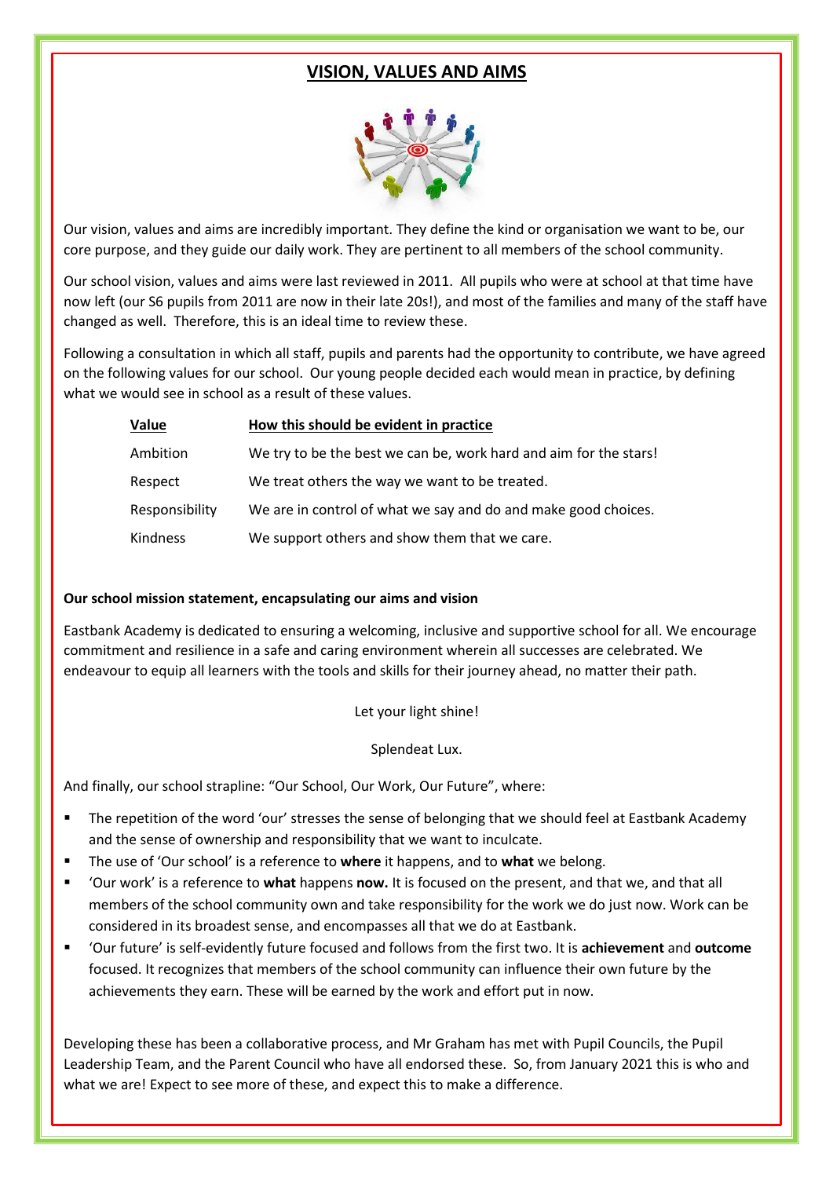# VISION, VALUES AND AIMS

Our vision, values and aims are incredibly important. They define the kind or organisation we want to be, our core purpose, and they guide our daily work. They are pertinent to all members of the school community.

Our school vision, values and aims were last reviewed in 2011. All pupils who were at school at that time have now left (our S6 pupils from 2011 are now in their late 20s!), and most of the families and many of the staff have changed as well. Therefore, this is an ideal time to review these.

Following a consultation in which all staff, pupils and parents had the opportunity to contribute, we have agreed on the following values for our school. Our young people decided each would mean in practice, by defining what we would see in school as a result of these values.

| Value | How this should be evident in practice |
|---|---|
| Ambition | We try to be the best we can be, work hard and aim for the stars! |
| Respect | We treat others the way we want to be treated. |
| Responsibility | We are in control of what we say and do and make good choices. |
| Kindness | We support others and show them that we care. |

**Our school mission statement, encapsulating our aims and vision**

Eastbank Academy is dedicated to ensuring a welcoming, inclusive and supportive school for all. We encourage commitment and resilience in a safe and caring environment wherein all successes are celebrated. We endeavour to equip all learners with the tools and skills for their journey ahead, no matter their path.

Let your light shine!

Splendeat Lux.

And finally, our school strapline: "Our School, Our Work, Our Future", where:

- The repetition of the word 'our' stresses the sense of belonging that we should feel at Eastbank Academy and the sense of ownership and responsibility that we want to inculcate.
- The use of 'Our school' is a reference to **where** it happens, and to **what** we belong.
- 'Our work' is a reference to **what** happens **now.** It is focused on the present, and that we, and that all members of the school community own and take responsibility for the work we do just now. Work can be considered in its broadest sense, and encompasses all that we do at Eastbank.
- 'Our future' is self-evidently future focused and follows from the first two. It is **achievement** and **outcome** focused. It recognizes that members of the school community can influence their own future by the achievements they earn. These will be earned by the work and effort put in now.

Developing these has been a collaborative process, and Mr Graham has met with Pupil Councils, the Pupil Leadership Team, and the Parent Council who have all endorsed these. So, from January 2021 this is who and what we are! Expect to see more of these, and expect this to make a difference.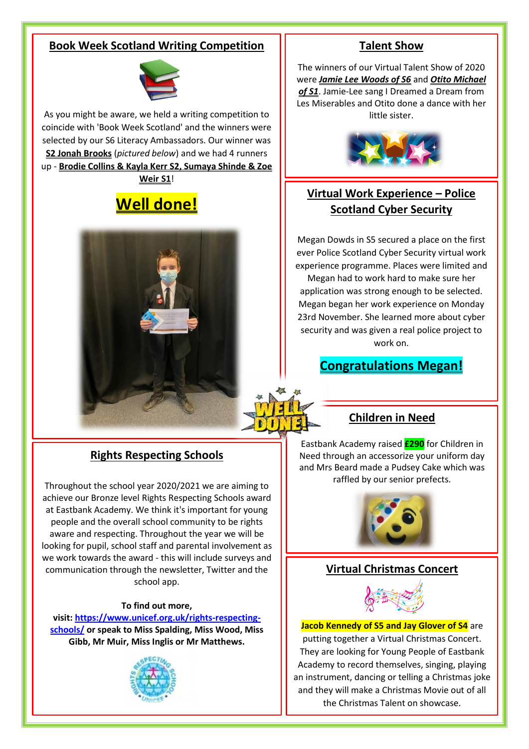## Book Week Scotland Writing Competition

As you might be aware, we held a writing competition to coincide with 'Book Week Scotland' and the winners were selected by our S6 Literacy Ambassadors. Our winner was **S2 Jonah Brooks** (*pictured below*) and we had 4 runners up - **Brodie Collins & Kayla Kerr S2, Sumaya Shinde & Zoe Weir S1**!

**Well done!**

## Rights Respecting Schools

Throughout the school year 2020/2021 we are aiming to achieve our Bronze level Rights Respecting Schools award at Eastbank Academy. We think it's important for young people and the overall school community to be rights aware and respecting. Throughout the year we will be looking for pupil, school staff and parental involvement as we work towards the award - this will include surveys and communication through the newsletter, Twitter and the school app.

**To find out more, visit: https://www.unicef.org.uk/rights-respecting-schools/ or speak to Miss Spalding, Miss Wood, Miss Gibb, Mr Muir, Miss Inglis or Mr Matthews.**

## Talent Show

The winners of our Virtual Talent Show of 2020 were ***Jamie Lee Woods of S6*** and ***Otito Michael of S1***. Jamie-Lee sang I Dreamed a Dream from Les Miserables and Otito done a dance with her little sister.

## Virtual Work Experience – Police Scotland Cyber Security

Megan Dowds in S5 secured a place on the first ever Police Scotland Cyber Security virtual work experience programme. Places were limited and Megan had to work hard to make sure her application was strong enough to be selected. Megan began her work experience on Monday 23rd November. She learned more about cyber security and was given a real police project to work on.

**Congratulations Megan!**

## Children in Need

Eastbank Academy raised **£290** for Children in Need through an accessorize your uniform day and Mrs Beard made a Pudsey Cake which was raffled by our senior prefects.

## Virtual Christmas Concert

**Jacob Kennedy of S5 and Jay Glover of S4** are putting together a Virtual Christmas Concert. They are looking for Young People of Eastbank Academy to record themselves, singing, playing an instrument, dancing or telling a Christmas joke and they will make a Christmas Movie out of all the Christmas Talent on showcase.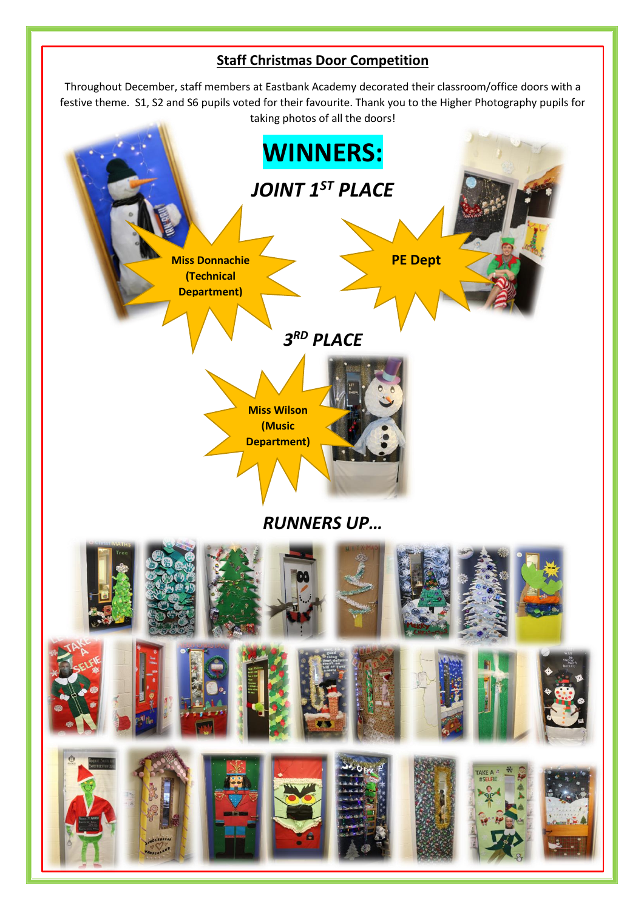## Staff Christmas Door Competition

Throughout December, staff members at Eastbank Academy decorated their classroom/office doors with a festive theme. S1, S2 and S6 pupils voted for their favourite. Thank you to the Higher Photography pupils for taking photos of all the doors!

# WINNERS:

## *JOINT 1ST PLACE*

**Miss Donnachie (Technical Department)**

**PE Dept**

## *3RD PLACE*

**Miss Wilson (Music Department)**

## *RUNNERS UP…*